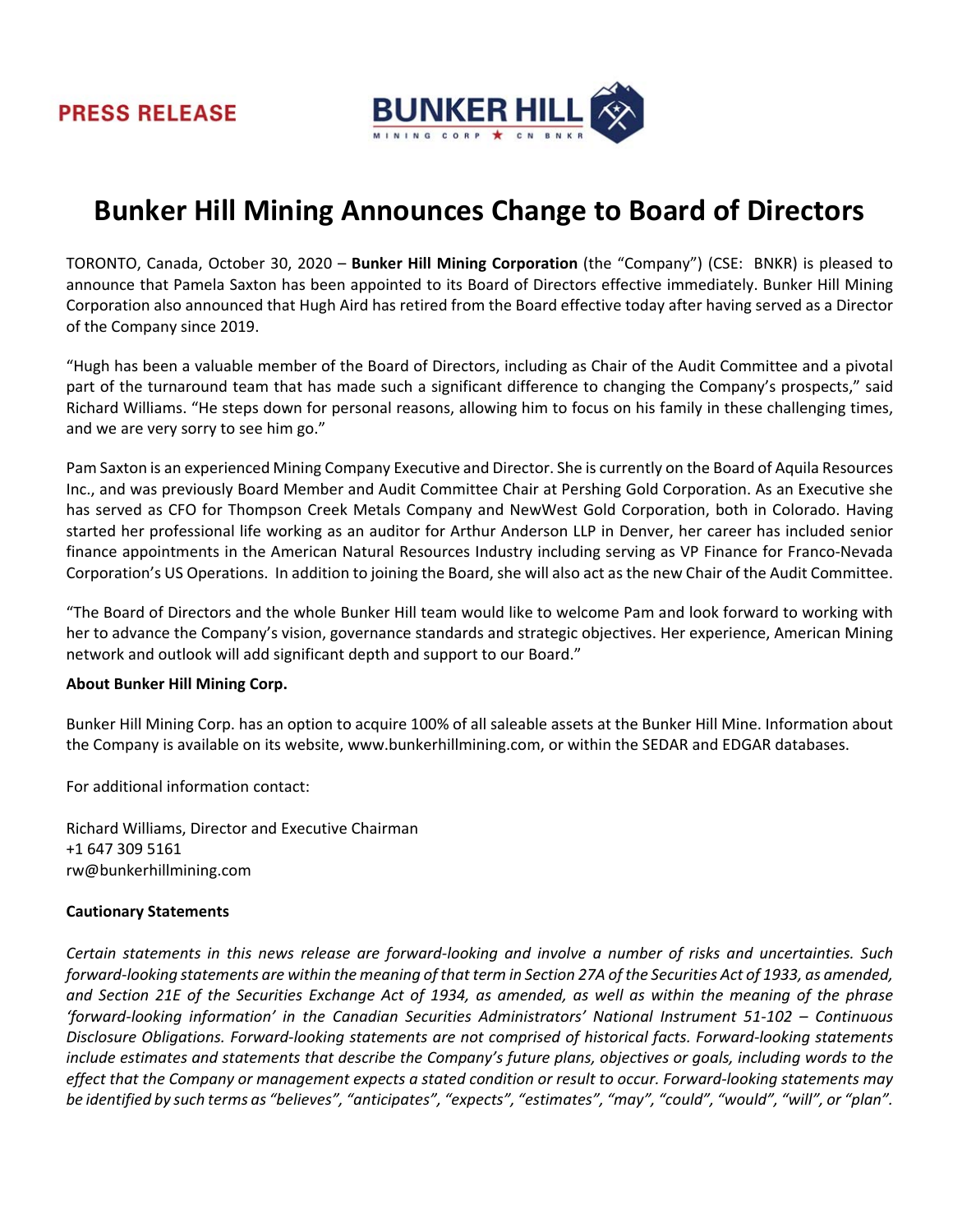PRESS RELEASE

BUNKER HILL
MINING CORP ★ CN BNKR

# Bunker Hill Mining Announces Change to Board of Directors

TORONTO, Canada, October 30, 2020 – **Bunker Hill Mining Corporation** (the "Company") (CSE: BNKR) is pleased to announce that Pamela Saxton has been appointed to its Board of Directors effective immediately. Bunker Hill Mining Corporation also announced that Hugh Aird has retired from the Board effective today after having served as a Director of the Company since 2019.

"Hugh has been a valuable member of the Board of Directors, including as Chair of the Audit Committee and a pivotal part of the turnaround team that has made such a significant difference to changing the Company's prospects," said Richard Williams. "He steps down for personal reasons, allowing him to focus on his family in these challenging times, and we are very sorry to see him go."

Pam Saxton is an experienced Mining Company Executive and Director. She is currently on the Board of Aquila Resources Inc., and was previously Board Member and Audit Committee Chair at Pershing Gold Corporation. As an Executive she has served as CFO for Thompson Creek Metals Company and NewWest Gold Corporation, both in Colorado. Having started her professional life working as an auditor for Arthur Anderson LLP in Denver, her career has included senior finance appointments in the American Natural Resources Industry including serving as VP Finance for Franco-Nevada Corporation's US Operations. In addition to joining the Board, she will also act as the new Chair of the Audit Committee.

"The Board of Directors and the whole Bunker Hill team would like to welcome Pam and look forward to working with her to advance the Company's vision, governance standards and strategic objectives. Her experience, American Mining network and outlook will add significant depth and support to our Board."

**About Bunker Hill Mining Corp.**

Bunker Hill Mining Corp. has an option to acquire 100% of all saleable assets at the Bunker Hill Mine. Information about the Company is available on its website, www.bunkerhillmining.com, or within the SEDAR and EDGAR databases.

For additional information contact:

Richard Williams, Director and Executive Chairman
+1 647 309 5161
rw@bunkerhillmining.com

**Cautionary Statements**

*Certain statements in this news release are forward-looking and involve a number of risks and uncertainties. Such forward-looking statements are within the meaning of that term in Section 27A of the Securities Act of 1933, as amended, and Section 21E of the Securities Exchange Act of 1934, as amended, as well as within the meaning of the phrase 'forward-looking information' in the Canadian Securities Administrators' National Instrument 51-102 – Continuous Disclosure Obligations. Forward-looking statements are not comprised of historical facts. Forward-looking statements include estimates and statements that describe the Company's future plans, objectives or goals, including words to the effect that the Company or management expects a stated condition or result to occur. Forward-looking statements may be identified by such terms as "believes", "anticipates", "expects", "estimates", "may", "could", "would", "will", or "plan".*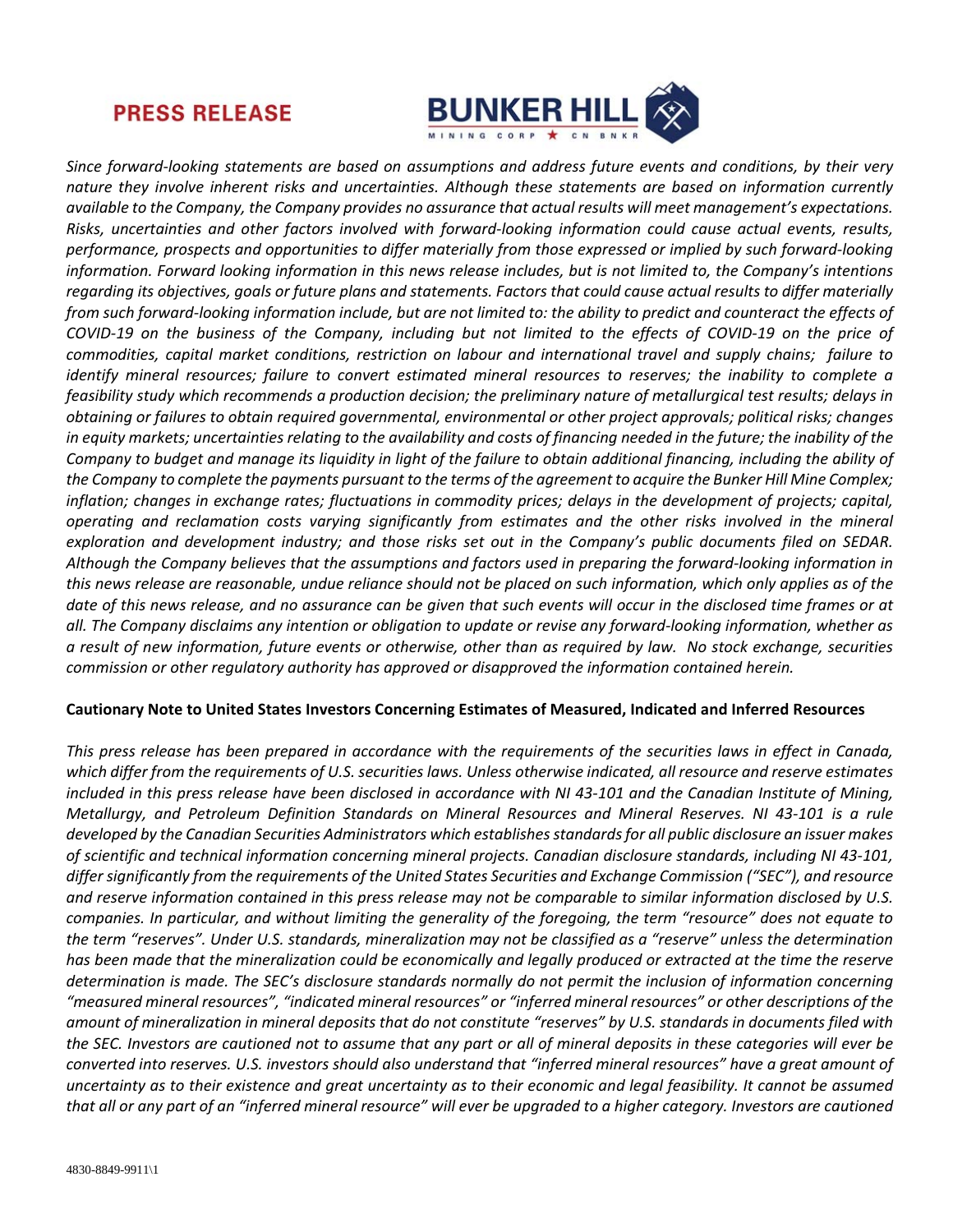*Since forward-looking statements are based on assumptions and address future events and conditions, by their very nature they involve inherent risks and uncertainties. Although these statements are based on information currently available to the Company, the Company provides no assurance that actual results will meet management's expectations. Risks, uncertainties and other factors involved with forward-looking information could cause actual events, results, performance, prospects and opportunities to differ materially from those expressed or implied by such forward-looking information. Forward looking information in this news release includes, but is not limited to, the Company's intentions regarding its objectives, goals or future plans and statements. Factors that could cause actual results to differ materially from such forward-looking information include, but are not limited to: the ability to predict and counteract the effects of COVID-19 on the business of the Company, including but not limited to the effects of COVID-19 on the price of commodities, capital market conditions, restriction on labour and international travel and supply chains; failure to identify mineral resources; failure to convert estimated mineral resources to reserves; the inability to complete a feasibility study which recommends a production decision; the preliminary nature of metallurgical test results; delays in obtaining or failures to obtain required governmental, environmental or other project approvals; political risks; changes in equity markets; uncertainties relating to the availability and costs of financing needed in the future; the inability of the Company to budget and manage its liquidity in light of the failure to obtain additional financing, including the ability of the Company to complete the payments pursuant to the terms of the agreement to acquire the Bunker Hill Mine Complex; inflation; changes in exchange rates; fluctuations in commodity prices; delays in the development of projects; capital, operating and reclamation costs varying significantly from estimates and the other risks involved in the mineral exploration and development industry; and those risks set out in the Company's public documents filed on SEDAR. Although the Company believes that the assumptions and factors used in preparing the forward-looking information in this news release are reasonable, undue reliance should not be placed on such information, which only applies as of the date of this news release, and no assurance can be given that such events will occur in the disclosed time frames or at all. The Company disclaims any intention or obligation to update or revise any forward-looking information, whether as a result of new information, future events or otherwise, other than as required by law. No stock exchange, securities commission or other regulatory authority has approved or disapproved the information contained herein.*

**Cautionary Note to United States Investors Concerning Estimates of Measured, Indicated and Inferred Resources**

*This press release has been prepared in accordance with the requirements of the securities laws in effect in Canada, which differ from the requirements of U.S. securities laws. Unless otherwise indicated, all resource and reserve estimates included in this press release have been disclosed in accordance with NI 43-101 and the Canadian Institute of Mining, Metallurgy, and Petroleum Definition Standards on Mineral Resources and Mineral Reserves. NI 43-101 is a rule developed by the Canadian Securities Administrators which establishes standards for all public disclosure an issuer makes of scientific and technical information concerning mineral projects. Canadian disclosure standards, including NI 43-101, differ significantly from the requirements of the United States Securities and Exchange Commission ("SEC"), and resource and reserve information contained in this press release may not be comparable to similar information disclosed by U.S. companies. In particular, and without limiting the generality of the foregoing, the term "resource" does not equate to the term "reserves". Under U.S. standards, mineralization may not be classified as a "reserve" unless the determination has been made that the mineralization could be economically and legally produced or extracted at the time the reserve determination is made. The SEC's disclosure standards normally do not permit the inclusion of information concerning "measured mineral resources", "indicated mineral resources" or "inferred mineral resources" or other descriptions of the amount of mineralization in mineral deposits that do not constitute "reserves" by U.S. standards in documents filed with the SEC. Investors are cautioned not to assume that any part or all of mineral deposits in these categories will ever be converted into reserves. U.S. investors should also understand that "inferred mineral resources" have a great amount of uncertainty as to their existence and great uncertainty as to their economic and legal feasibility. It cannot be assumed that all or any part of an "inferred mineral resource" will ever be upgraded to a higher category. Investors are cautioned*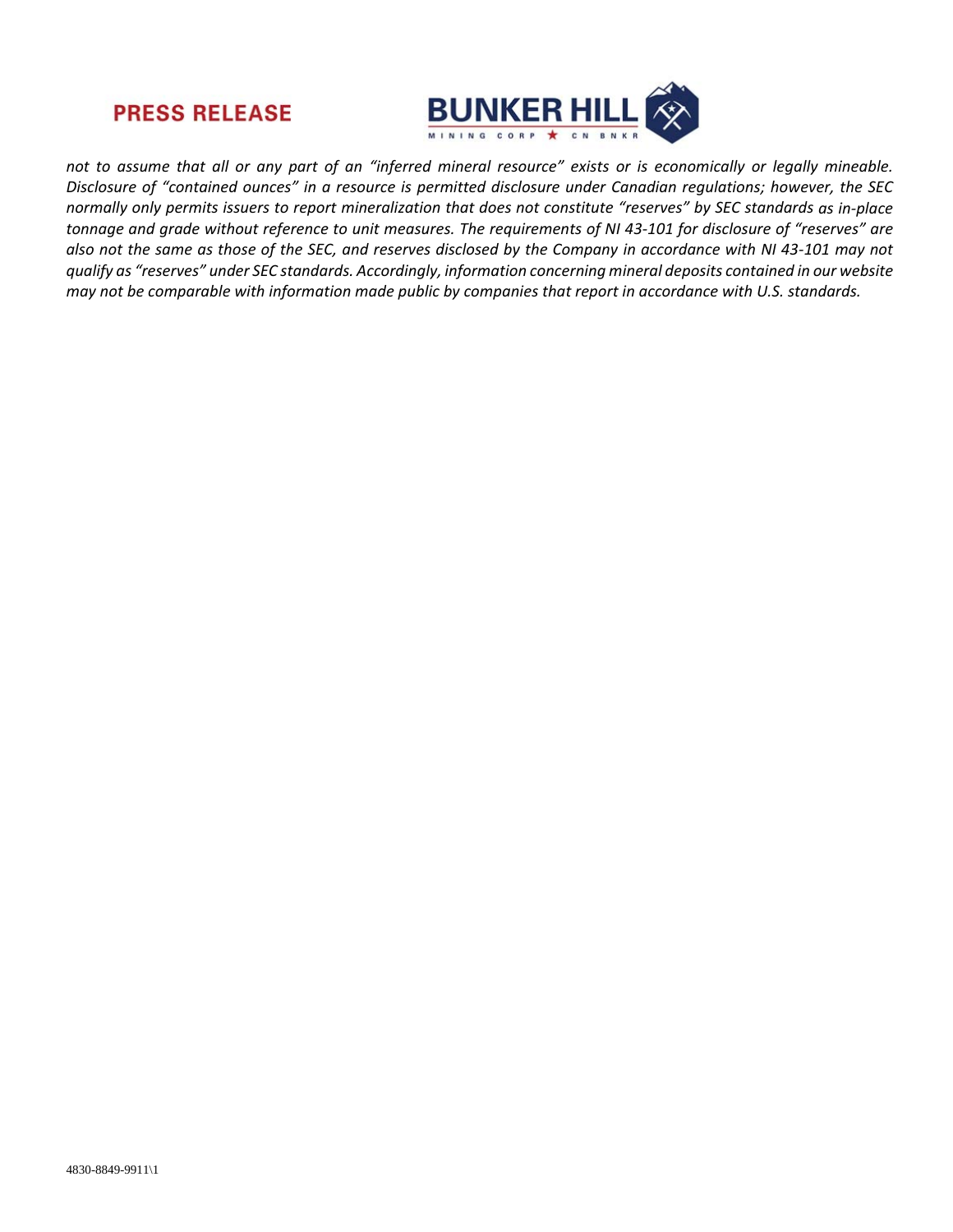*not to assume that all or any part of an "inferred mineral resource" exists or is economically or legally mineable. Disclosure of "contained ounces" in a resource is permitted disclosure under Canadian regulations; however, the SEC normally only permits issuers to report mineralization that does not constitute "reserves" by SEC standards as in-place tonnage and grade without reference to unit measures. The requirements of NI 43-101 for disclosure of "reserves" are also not the same as those of the SEC, and reserves disclosed by the Company in accordance with NI 43-101 may not qualify as "reserves" under SEC standards. Accordingly, information concerning mineral deposits contained in our website may not be comparable with information made public by companies that report in accordance with U.S. standards.*